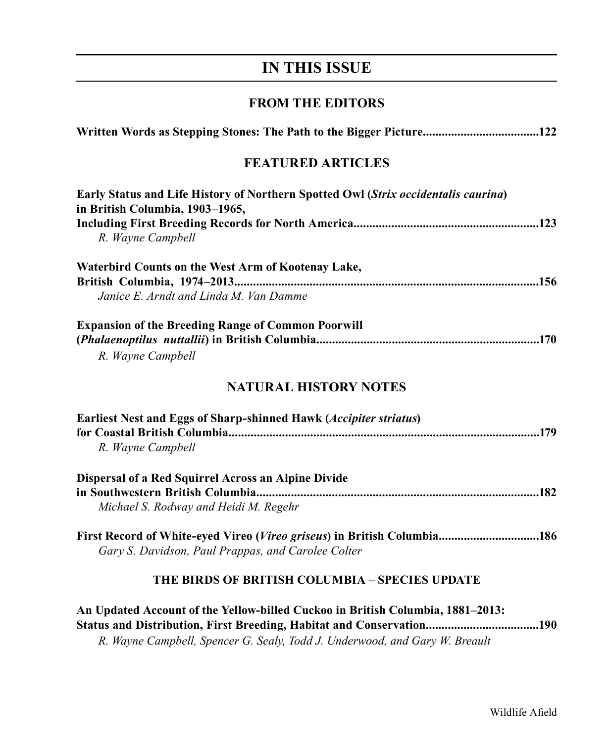# IN THIS ISSUE

## FROM THE EDITORS

**Written Words as Stepping Stones: The Path to the Bigger Picture....................................122**

## FEATURED ARTICLES

**Early Status and Life History of Northern Spotted Owl (*Strix occidentalis caurina*) in British Columbia, 1903–1965, Including First Breeding Records for North America...........................................................123**
*R. Wayne Campbell*

**Waterbird Counts on the West Arm of Kootenay Lake, British Columbia, 1974–2013...............................................................................................156**
*Janice E. Arndt and Linda M. Van Damme*

**Expansion of the Breeding Range of Common Poorwill (*Phalaenoptilus nuttallii*) in British Columbia.....................................................................170**
*R. Wayne Campbell*

## NATURAL HISTORY NOTES

**Earliest Nest and Eggs of Sharp-shinned Hawk (*Accipiter striatus*) for Coastal British Columbia..................................................................................................179**
*R. Wayne Campbell*

**Dispersal of a Red Squirrel Across an Alpine Divide in Southwestern British Columbia.........................................................................................182**
*Michael S. Rodway and Heidi M. Regehr*

**First Record of White-eyed Vireo (*Vireo griseus*) in British Columbia................................186**
*Gary S. Davidson, Paul Prappas, and Carolee Colter*

## THE BIRDS OF BRITISH COLUMBIA – SPECIES UPDATE

**An Updated Account of the Yellow-billed Cuckoo in British Columbia, 1881–2013: Status and Distribution, First Breeding, Habitat and Conservation....................................190**
*R. Wayne Campbell, Spencer G. Sealy, Todd J. Underwood, and Gary W. Breault*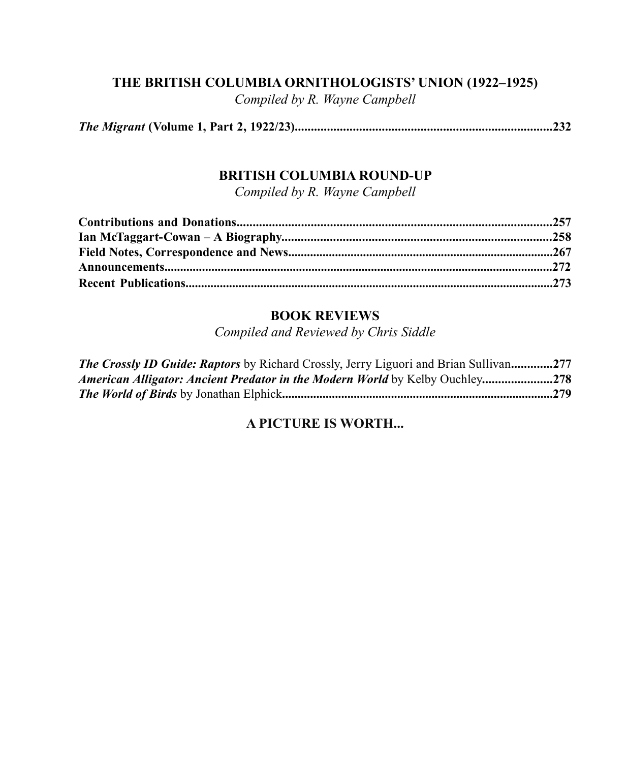## THE BRITISH COLUMBIA ORNITHOLOGISTS' UNION (1922–1925)

*Compiled by R. Wayne Campbell*

***The Migrant* (Volume 1, Part 2, 1922/23)................................................................................232**

## BRITISH COLUMBIA ROUND-UP

*Compiled by R. Wayne Campbell*

**Contributions and Donations..................................................................................................257**
**Ian McTaggart-Cowan – A Biography....................................................................................258**
**Field Notes, Correspondence and News....................................................................................267**
**Announcements.........................................................................................................................272**
**Recent Publications....................................................................................................................273**

## BOOK REVIEWS

*Compiled and Reviewed by Chris Siddle*

***The Crossly ID Guide: Raptors*** by Richard Crossly, Jerry Liguori and Brian Sullivan**.............277**
***American Alligator: Ancient Predator in the Modern World*** by Kelby Ouchley**......................278**
***The World of Birds*** by Jonathan Elphick**.......................................................................................279**

## A PICTURE IS WORTH...